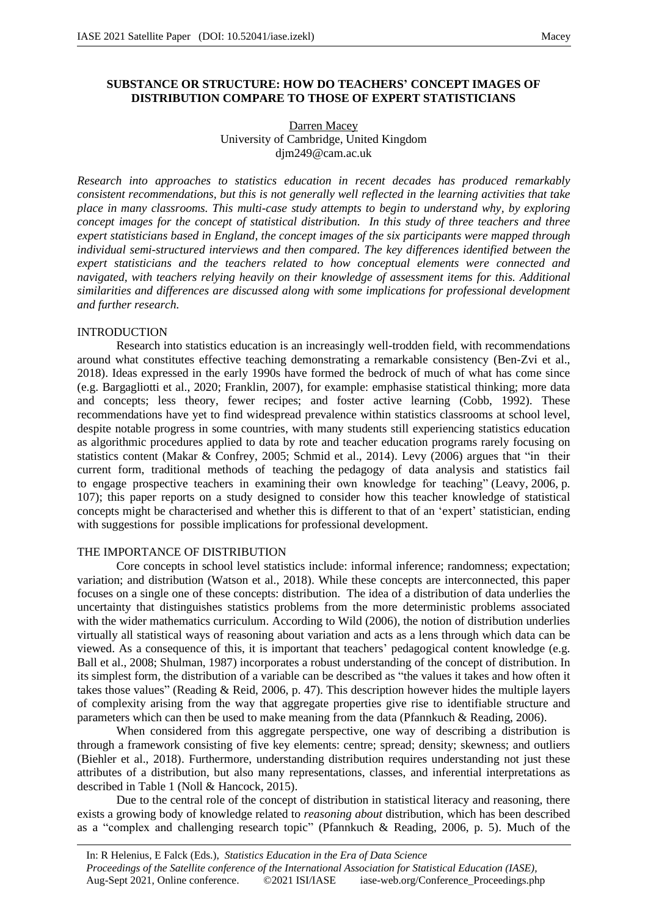# SUBSTANCE OR STRUCTURE: HOW DO TEACHERS' CONCEPT IMAGES OF DISTRIBUTION COMPARE TO THOSE OF EXPERT STATISTICIANS

Darren Macey
University of Cambridge, United Kingdom
djm249@cam.ac.uk

*Research into approaches to statistics education in recent decades has produced remarkably consistent recommendations, but this is not generally well reflected in the learning activities that take place in many classrooms. This multi-case study attempts to begin to understand why, by exploring concept images for the concept of statistical distribution. In this study of three teachers and three expert statisticians based in England, the concept images of the six participants were mapped through individual semi-structured interviews and then compared. The key differences identified between the expert statisticians and the teachers related to how conceptual elements were connected and navigated, with teachers relying heavily on their knowledge of assessment items for this. Additional similarities and differences are discussed along with some implications for professional development and further research.*

## INTRODUCTION

Research into statistics education is an increasingly well-trodden field, with recommendations around what constitutes effective teaching demonstrating a remarkable consistency (Ben-Zvi et al., 2018). Ideas expressed in the early 1990s have formed the bedrock of much of what has come since (e.g. Bargagliotti et al., 2020; Franklin, 2007), for example: emphasise statistical thinking; more data and concepts; less theory, fewer recipes; and foster active learning (Cobb, 1992). These recommendations have yet to find widespread prevalence within statistics classrooms at school level, despite notable progress in some countries, with many students still experiencing statistics education as algorithmic procedures applied to data by rote and teacher education programs rarely focusing on statistics content (Makar & Confrey, 2005; Schmid et al., 2014). Levy (2006) argues that "in their current form, traditional methods of teaching the pedagogy of data analysis and statistics fail to engage prospective teachers in examining their own knowledge for teaching" (Leavy, 2006, p. 107); this paper reports on a study designed to consider how this teacher knowledge of statistical concepts might be characterised and whether this is different to that of an 'expert' statistician, ending with suggestions for possible implications for professional development.

## THE IMPORTANCE OF DISTRIBUTION

Core concepts in school level statistics include: informal inference; randomness; expectation; variation; and distribution (Watson et al., 2018). While these concepts are interconnected, this paper focuses on a single one of these concepts: distribution. The idea of a distribution of data underlies the uncertainty that distinguishes statistics problems from the more deterministic problems associated with the wider mathematics curriculum. According to Wild (2006), the notion of distribution underlies virtually all statistical ways of reasoning about variation and acts as a lens through which data can be viewed. As a consequence of this, it is important that teachers' pedagogical content knowledge (e.g. Ball et al., 2008; Shulman, 1987) incorporates a robust understanding of the concept of distribution. In its simplest form, the distribution of a variable can be described as "the values it takes and how often it takes those values" (Reading & Reid, 2006, p. 47). This description however hides the multiple layers of complexity arising from the way that aggregate properties give rise to identifiable structure and parameters which can then be used to make meaning from the data (Pfannkuch & Reading, 2006).

When considered from this aggregate perspective, one way of describing a distribution is through a framework consisting of five key elements: centre; spread; density; skewness; and outliers (Biehler et al., 2018). Furthermore, understanding distribution requires understanding not just these attributes of a distribution, but also many representations, classes, and inferential interpretations as described in Table 1 (Noll & Hancock, 2015).

Due to the central role of the concept of distribution in statistical literacy and reasoning, there exists a growing body of knowledge related to *reasoning about* distribution, which has been described as a "complex and challenging research topic" (Pfannkuch & Reading, 2006, p. 5). Much of the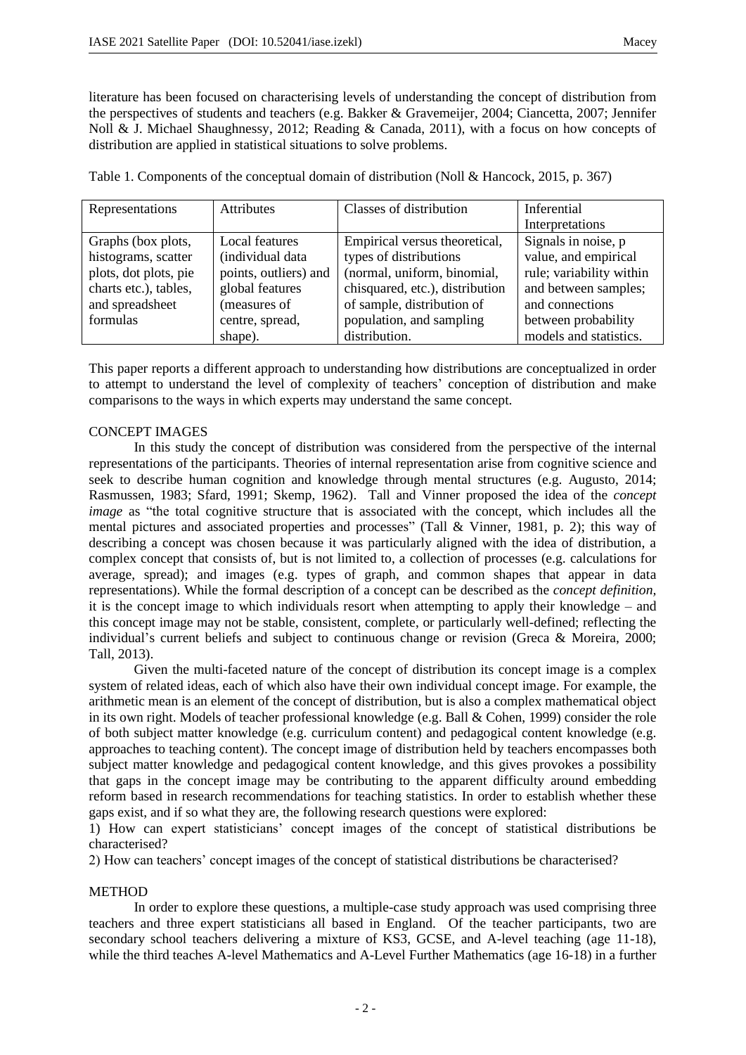literature has been focused on characterising levels of understanding the concept of distribution from the perspectives of students and teachers (e.g. Bakker & Gravemeijer, 2004; Ciancetta, 2007; Jennifer Noll & J. Michael Shaughnessy, 2012; Reading & Canada, 2011), with a focus on how concepts of distribution are applied in statistical situations to solve problems.

Table 1. Components of the conceptual domain of distribution (Noll & Hancock, 2015, p. 367)

| Representations | Attributes | Classes of distribution | Inferential Interpretations |
|---|---|---|---|
| Graphs (box plots, histograms, scatter plots, dot plots, pie charts etc.), tables, and spreadsheet formulas | Local features (individual data points, outliers) and global features (measures of centre, spread, shape). | Empirical versus theoretical, types of distributions (normal, uniform, binomial, chisquared, etc.), distribution of sample, distribution of population, and sampling distribution. | Signals in noise, p value, and empirical rule; variability within and between samples; and connections between probability models and statistics. |

This paper reports a different approach to understanding how distributions are conceptualized in order to attempt to understand the level of complexity of teachers' conception of distribution and make comparisons to the ways in which experts may understand the same concept.

## CONCEPT IMAGES

In this study the concept of distribution was considered from the perspective of the internal representations of the participants. Theories of internal representation arise from cognitive science and seek to describe human cognition and knowledge through mental structures (e.g. Augusto, 2014; Rasmussen, 1983; Sfard, 1991; Skemp, 1962). Tall and Vinner proposed the idea of the *concept image* as "the total cognitive structure that is associated with the concept, which includes all the mental pictures and associated properties and processes" (Tall & Vinner, 1981, p. 2); this way of describing a concept was chosen because it was particularly aligned with the idea of distribution, a complex concept that consists of, but is not limited to, a collection of processes (e.g. calculations for average, spread); and images (e.g. types of graph, and common shapes that appear in data representations). While the formal description of a concept can be described as the *concept definition,* it is the concept image to which individuals resort when attempting to apply their knowledge – and this concept image may not be stable, consistent, complete, or particularly well-defined; reflecting the individual's current beliefs and subject to continuous change or revision (Greca & Moreira, 2000; Tall, 2013).

Given the multi-faceted nature of the concept of distribution its concept image is a complex system of related ideas, each of which also have their own individual concept image. For example, the arithmetic mean is an element of the concept of distribution, but is also a complex mathematical object in its own right. Models of teacher professional knowledge (e.g. Ball & Cohen, 1999) consider the role of both subject matter knowledge (e.g. curriculum content) and pedagogical content knowledge (e.g. approaches to teaching content). The concept image of distribution held by teachers encompasses both subject matter knowledge and pedagogical content knowledge, and this gives provokes a possibility that gaps in the concept image may be contributing to the apparent difficulty around embedding reform based in research recommendations for teaching statistics. In order to establish whether these gaps exist, and if so what they are, the following research questions were explored:

1) How can expert statisticians' concept images of the concept of statistical distributions be characterised?

2) How can teachers' concept images of the concept of statistical distributions be characterised?

## METHOD

In order to explore these questions, a multiple-case study approach was used comprising three teachers and three expert statisticians all based in England. Of the teacher participants, two are secondary school teachers delivering a mixture of KS3, GCSE, and A-level teaching (age 11-18), while the third teaches A-level Mathematics and A-Level Further Mathematics (age 16-18) in a further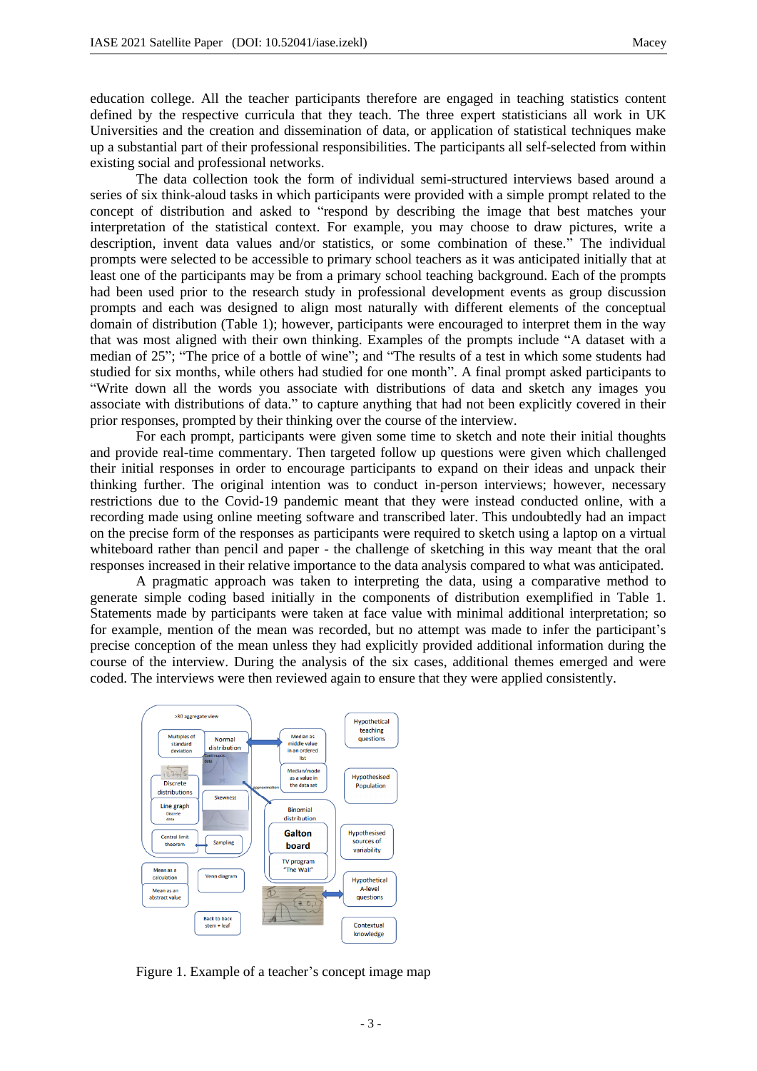education college. All the teacher participants therefore are engaged in teaching statistics content defined by the respective curricula that they teach. The three expert statisticians all work in UK Universities and the creation and dissemination of data, or application of statistical techniques make up a substantial part of their professional responsibilities. The participants all self-selected from within existing social and professional networks.

The data collection took the form of individual semi-structured interviews based around a series of six think-aloud tasks in which participants were provided with a simple prompt related to the concept of distribution and asked to "respond by describing the image that best matches your interpretation of the statistical context. For example, you may choose to draw pictures, write a description, invent data values and/or statistics, or some combination of these." The individual prompts were selected to be accessible to primary school teachers as it was anticipated initially that at least one of the participants may be from a primary school teaching background. Each of the prompts had been used prior to the research study in professional development events as group discussion prompts and each was designed to align most naturally with different elements of the conceptual domain of distribution (Table 1); however, participants were encouraged to interpret them in the way that was most aligned with their own thinking. Examples of the prompts include "A dataset with a median of 25"; "The price of a bottle of wine"; and "The results of a test in which some students had studied for six months, while others had studied for one month". A final prompt asked participants to "Write down all the words you associate with distributions of data and sketch any images you associate with distributions of data." to capture anything that had not been explicitly covered in their prior responses, prompted by their thinking over the course of the interview.

For each prompt, participants were given some time to sketch and note their initial thoughts and provide real-time commentary. Then targeted follow up questions were given which challenged their initial responses in order to encourage participants to expand on their ideas and unpack their thinking further. The original intention was to conduct in-person interviews; however, necessary restrictions due to the Covid-19 pandemic meant that they were instead conducted online, with a recording made using online meeting software and transcribed later. This undoubtedly had an impact on the precise form of the responses as participants were required to sketch using a laptop on a virtual whiteboard rather than pencil and paper - the challenge of sketching in this way meant that the oral responses increased in their relative importance to the data analysis compared to what was anticipated.

A pragmatic approach was taken to interpreting the data, using a comparative method to generate simple coding based initially in the components of distribution exemplified in Table 1. Statements made by participants were taken at face value with minimal additional interpretation; so for example, mention of the mean was recorded, but no attempt was made to infer the participant's precise conception of the mean unless they had explicitly provided additional information during the course of the interview. During the analysis of the six cases, additional themes emerged and were coded. The interviews were then reviewed again to ensure that they were applied consistently.

Figure 1. Example of a teacher's concept image map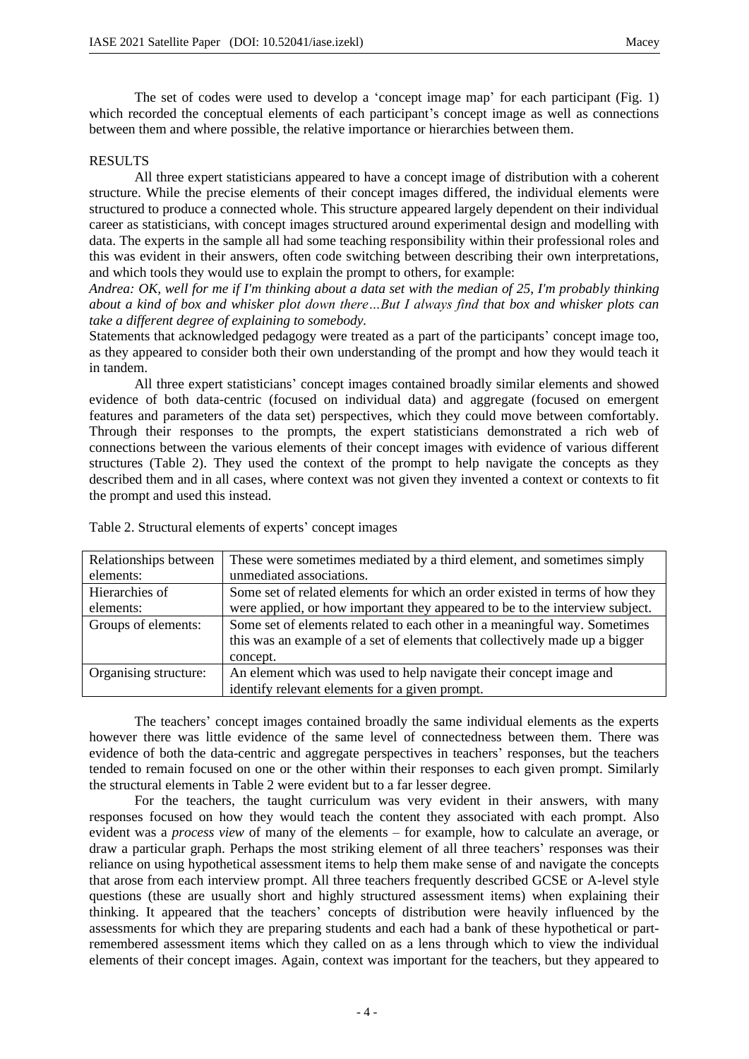The set of codes were used to develop a 'concept image map' for each participant (Fig. 1) which recorded the conceptual elements of each participant's concept image as well as connections between them and where possible, the relative importance or hierarchies between them.

## RESULTS

All three expert statisticians appeared to have a concept image of distribution with a coherent structure. While the precise elements of their concept images differed, the individual elements were structured to produce a connected whole. This structure appeared largely dependent on their individual career as statisticians, with concept images structured around experimental design and modelling with data. The experts in the sample all had some teaching responsibility within their professional roles and this was evident in their answers, often code switching between describing their own interpretations, and which tools they would use to explain the prompt to others, for example:

*Andrea: OK, well for me if I'm thinking about a data set with the median of 25, I'm probably thinking about a kind of box and whisker plot down there…But I always find that box and whisker plots can take a different degree of explaining to somebody.*

Statements that acknowledged pedagogy were treated as a part of the participants' concept image too, as they appeared to consider both their own understanding of the prompt and how they would teach it in tandem.

All three expert statisticians' concept images contained broadly similar elements and showed evidence of both data-centric (focused on individual data) and aggregate (focused on emergent features and parameters of the data set) perspectives, which they could move between comfortably. Through their responses to the prompts, the expert statisticians demonstrated a rich web of connections between the various elements of their concept images with evidence of various different structures (Table 2). They used the context of the prompt to help navigate the concepts as they described them and in all cases, where context was not given they invented a context or contexts to fit the prompt and used this instead.

Table 2. Structural elements of experts' concept images

| | |
|---|---|
| Relationships between elements: | These were sometimes mediated by a third element, and sometimes simply unmediated associations. |
| Hierarchies of elements: | Some set of related elements for which an order existed in terms of how they were applied, or how important they appeared to be to the interview subject. |
| Groups of elements: | Some set of elements related to each other in a meaningful way. Sometimes this was an example of a set of elements that collectively made up a bigger concept. |
| Organising structure: | An element which was used to help navigate their concept image and identify relevant elements for a given prompt. |

The teachers' concept images contained broadly the same individual elements as the experts however there was little evidence of the same level of connectedness between them. There was evidence of both the data-centric and aggregate perspectives in teachers' responses, but the teachers tended to remain focused on one or the other within their responses to each given prompt. Similarly the structural elements in Table 2 were evident but to a far lesser degree.

For the teachers, the taught curriculum was very evident in their answers, with many responses focused on how they would teach the content they associated with each prompt. Also evident was a *process view* of many of the elements – for example, how to calculate an average, or draw a particular graph. Perhaps the most striking element of all three teachers' responses was their reliance on using hypothetical assessment items to help them make sense of and navigate the concepts that arose from each interview prompt. All three teachers frequently described GCSE or A-level style questions (these are usually short and highly structured assessment items) when explaining their thinking. It appeared that the teachers' concepts of distribution were heavily influenced by the assessments for which they are preparing students and each had a bank of these hypothetical or part-remembered assessment items which they called on as a lens through which to view the individual elements of their concept images. Again, context was important for the teachers, but they appeared to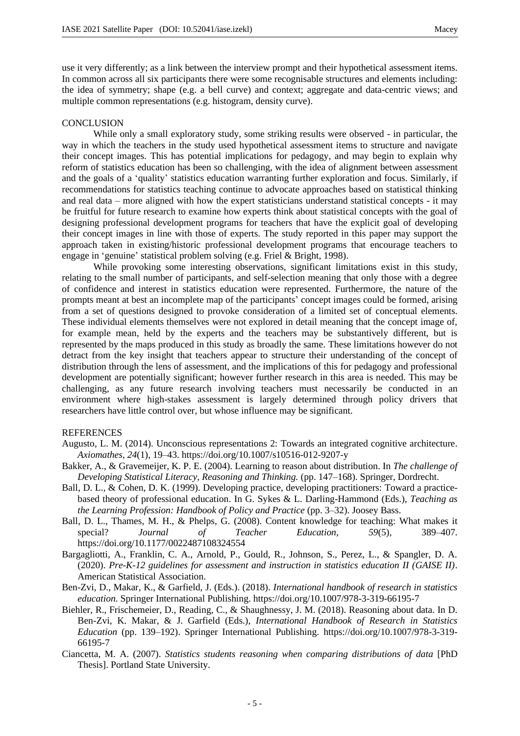use it very differently; as a link between the interview prompt and their hypothetical assessment items. In common across all six participants there were some recognisable structures and elements including: the idea of symmetry; shape (e.g. a bell curve) and context; aggregate and data-centric views; and multiple common representations (e.g. histogram, density curve).

## CONCLUSION

While only a small exploratory study, some striking results were observed - in particular, the way in which the teachers in the study used hypothetical assessment items to structure and navigate their concept images. This has potential implications for pedagogy, and may begin to explain why reform of statistics education has been so challenging, with the idea of alignment between assessment and the goals of a 'quality' statistics education warranting further exploration and focus. Similarly, if recommendations for statistics teaching continue to advocate approaches based on statistical thinking and real data – more aligned with how the expert statisticians understand statistical concepts - it may be fruitful for future research to examine how experts think about statistical concepts with the goal of designing professional development programs for teachers that have the explicit goal of developing their concept images in line with those of experts. The study reported in this paper may support the approach taken in existing/historic professional development programs that encourage teachers to engage in 'genuine' statistical problem solving (e.g. Friel & Bright, 1998).

While provoking some interesting observations, significant limitations exist in this study, relating to the small number of participants, and self-selection meaning that only those with a degree of confidence and interest in statistics education were represented. Furthermore, the nature of the prompts meant at best an incomplete map of the participants' concept images could be formed, arising from a set of questions designed to provoke consideration of a limited set of conceptual elements. These individual elements themselves were not explored in detail meaning that the concept image of, for example mean, held by the experts and the teachers may be substantively different, but is represented by the maps produced in this study as broadly the same. These limitations however do not detract from the key insight that teachers appear to structure their understanding of the concept of distribution through the lens of assessment, and the implications of this for pedagogy and professional development are potentially significant; however further research in this area is needed. This may be challenging, as any future research involving teachers must necessarily be conducted in an environment where high-stakes assessment is largely determined through policy drivers that researchers have little control over, but whose influence may be significant.

## REFERENCES

Augusto, L. M. (2014). Unconscious representations 2: Towards an integrated cognitive architecture. *Axiomathes*, *24*(1), 19–43. https://doi.org/10.1007/s10516-012-9207-y

Bakker, A., & Gravemeijer, K. P. E. (2004). Learning to reason about distribution. In *The challenge of Developing Statistical Literacy, Reasoning and Thinking.* (pp. 147–168). Springer, Dordrecht.

Ball, D. L., & Cohen, D. K. (1999). Developing practice, developing practitioners: Toward a practice-based theory of professional education. In G. Sykes & L. Darling-Hammond (Eds.), *Teaching as the Learning Profession: Handbook of Policy and Practice* (pp. 3–32). Joosey Bass.

Ball, D. L., Thames, M. H., & Phelps, G. (2008). Content knowledge for teaching: What makes it special? *Journal of Teacher Education*, *59*(5), 389–407. https://doi.org/10.1177/0022487108324554

Bargagliotti, A., Franklin, C. A., Arnold, P., Gould, R., Johnson, S., Perez, L., & Spangler, D. A. (2020). *Pre-K-12 guidelines for assessment and instruction in statistics education II (GAISE II)*. American Statistical Association.

Ben-Zvi, D., Makar, K., & Garfield, J. (Eds.). (2018). *International handbook of research in statistics education*. Springer International Publishing. https://doi.org/10.1007/978-3-319-66195-7

Biehler, R., Frischemeier, D., Reading, C., & Shaughnessy, J. M. (2018). Reasoning about data. In D. Ben-Zvi, K. Makar, & J. Garfield (Eds.), *International Handbook of Research in Statistics Education* (pp. 139–192). Springer International Publishing. https://doi.org/10.1007/978-3-319-66195-7

Ciancetta, M. A. (2007). *Statistics students reasoning when comparing distributions of data* [PhD Thesis]. Portland State University.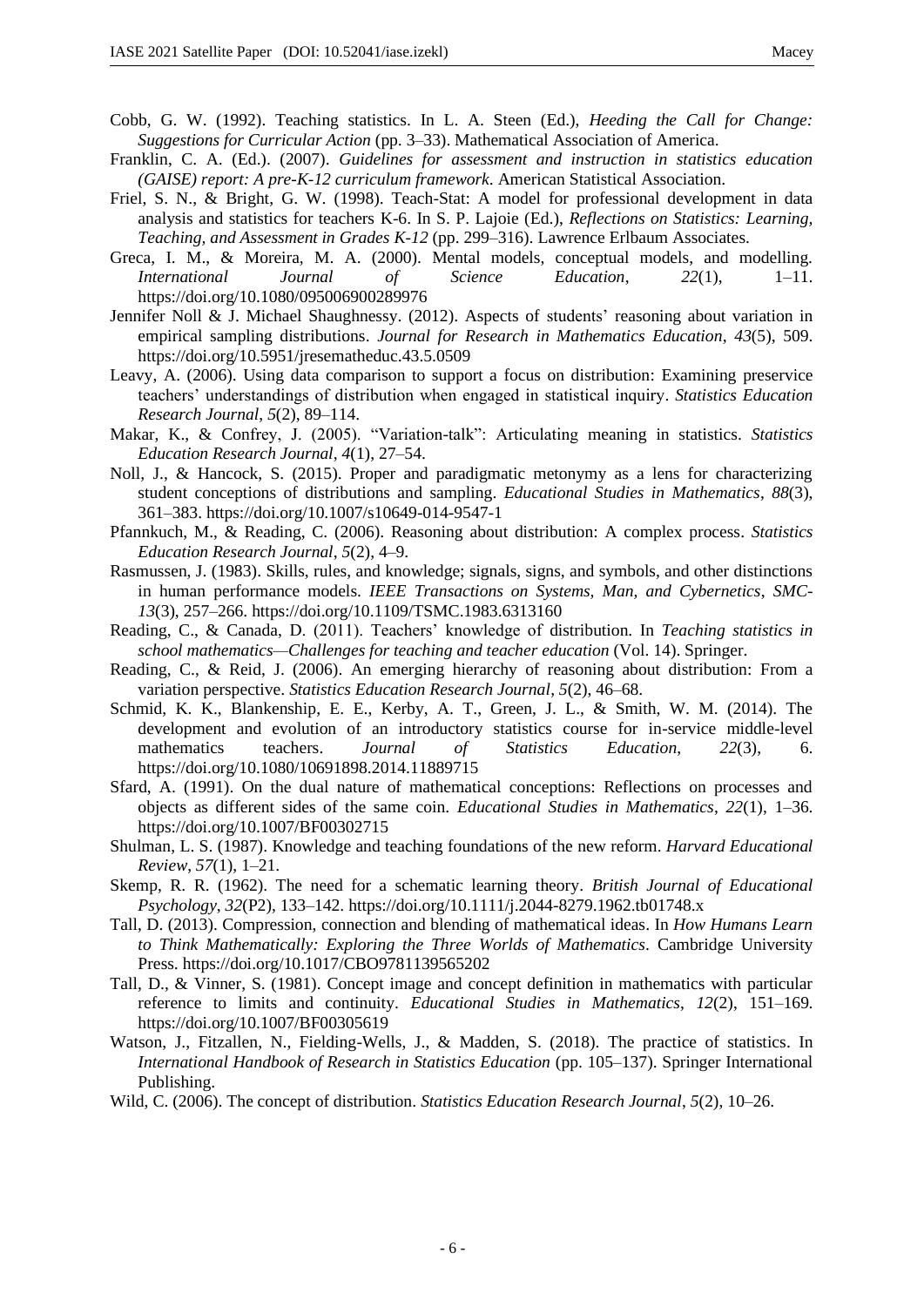Cobb, G. W. (1992). Teaching statistics. In L. A. Steen (Ed.), *Heeding the Call for Change: Suggestions for Curricular Action* (pp. 3–33). Mathematical Association of America.

Franklin, C. A. (Ed.). (2007). *Guidelines for assessment and instruction in statistics education (GAISE) report: A pre-K-12 curriculum framework*. American Statistical Association.

Friel, S. N., & Bright, G. W. (1998). Teach-Stat: A model for professional development in data analysis and statistics for teachers K-6. In S. P. Lajoie (Ed.), *Reflections on Statistics: Learning, Teaching, and Assessment in Grades K-12* (pp. 299–316). Lawrence Erlbaum Associates.

Greca, I. M., & Moreira, M. A. (2000). Mental models, conceptual models, and modelling. *International Journal of Science Education*, *22*(1), 1–11. https://doi.org/10.1080/095006900289976

Jennifer Noll & J. Michael Shaughnessy. (2012). Aspects of students' reasoning about variation in empirical sampling distributions. *Journal for Research in Mathematics Education*, *43*(5), 509. https://doi.org/10.5951/jresematheduc.43.5.0509

Leavy, A. (2006). Using data comparison to support a focus on distribution: Examining preservice teachers' understandings of distribution when engaged in statistical inquiry. *Statistics Education Research Journal*, *5*(2), 89–114.

Makar, K., & Confrey, J. (2005). "Variation-talk": Articulating meaning in statistics. *Statistics Education Research Journal*, *4*(1), 27–54.

Noll, J., & Hancock, S. (2015). Proper and paradigmatic metonymy as a lens for characterizing student conceptions of distributions and sampling. *Educational Studies in Mathematics*, *88*(3), 361–383. https://doi.org/10.1007/s10649-014-9547-1

Pfannkuch, M., & Reading, C. (2006). Reasoning about distribution: A complex process. *Statistics Education Research Journal*, *5*(2), 4–9.

Rasmussen, J. (1983). Skills, rules, and knowledge; signals, signs, and symbols, and other distinctions in human performance models. *IEEE Transactions on Systems, Man, and Cybernetics*, *SMC-13*(3), 257–266. https://doi.org/10.1109/TSMC.1983.6313160

Reading, C., & Canada, D. (2011). Teachers' knowledge of distribution. In *Teaching statistics in school mathematics—Challenges for teaching and teacher education* (Vol. 14). Springer.

Reading, C., & Reid, J. (2006). An emerging hierarchy of reasoning about distribution: From a variation perspective. *Statistics Education Research Journal*, *5*(2), 46–68.

Schmid, K. K., Blankenship, E. E., Kerby, A. T., Green, J. L., & Smith, W. M. (2014). The development and evolution of an introductory statistics course for in-service middle-level mathematics teachers. *Journal of Statistics Education*, *22*(3), 6. https://doi.org/10.1080/10691898.2014.11889715

Sfard, A. (1991). On the dual nature of mathematical conceptions: Reflections on processes and objects as different sides of the same coin. *Educational Studies in Mathematics*, *22*(1), 1–36. https://doi.org/10.1007/BF00302715

Shulman, L. S. (1987). Knowledge and teaching foundations of the new reform. *Harvard Educational Review*, *57*(1), 1–21.

Skemp, R. R. (1962). The need for a schematic learning theory. *British Journal of Educational Psychology*, *32*(P2), 133–142. https://doi.org/10.1111/j.2044-8279.1962.tb01748.x

Tall, D. (2013). Compression, connection and blending of mathematical ideas. In *How Humans Learn to Think Mathematically: Exploring the Three Worlds of Mathematics*. Cambridge University Press. https://doi.org/10.1017/CBO9781139565202

Tall, D., & Vinner, S. (1981). Concept image and concept definition in mathematics with particular reference to limits and continuity. *Educational Studies in Mathematics*, *12*(2), 151–169. https://doi.org/10.1007/BF00305619

Watson, J., Fitzallen, N., Fielding-Wells, J., & Madden, S. (2018). The practice of statistics. In *International Handbook of Research in Statistics Education* (pp. 105–137). Springer International Publishing.

Wild, C. (2006). The concept of distribution. *Statistics Education Research Journal*, *5*(2), 10–26.